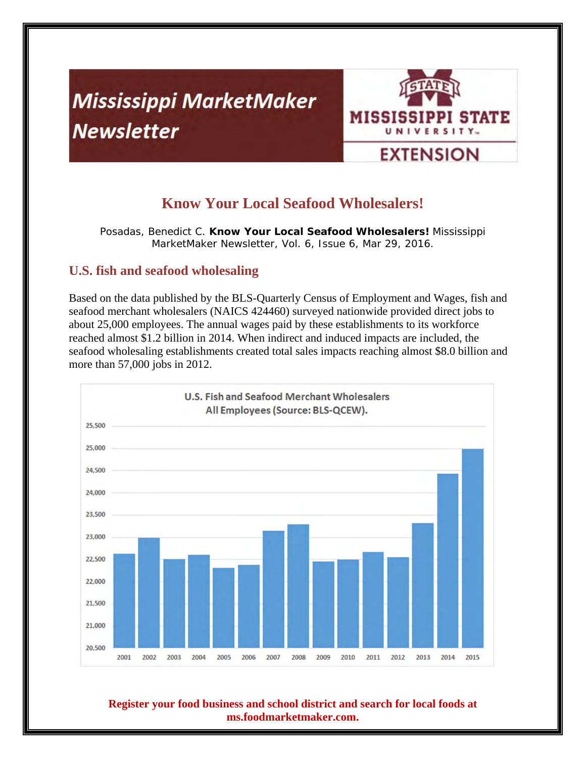# Mississippi MarketMaker Newsletter

MISSISSIPPI STATE UNIVERSITY EXTENSION

## Know Your Local Seafood Wholesalers!

Posadas, Benedict C. **Know Your Local Seafood Wholesalers!** Mississippi MarketMaker Newsletter, Vol. 6, Issue 6, Mar 29, 2016.

### U.S. fish and seafood wholesaling

Based on the data published by the BLS-Quarterly Census of Employment and Wages, fish and seafood merchant wholesalers (NAICS 424460) surveyed nationwide provided direct jobs to about 25,000 employees. The annual wages paid by these establishments to its workforce reached almost $1.2 billion in 2014. When indirect and induced impacts are included, the seafood wholesaling establishments created total sales impacts reaching almost $8.0 billion and more than 57,000 jobs in 2012.

U.S. Fish and Seafood Merchant Wholesalers
All Employees (Source: BLS-QCEW).

**Register your food business and school district and search for local foods at ms.foodmarketmaker.com.**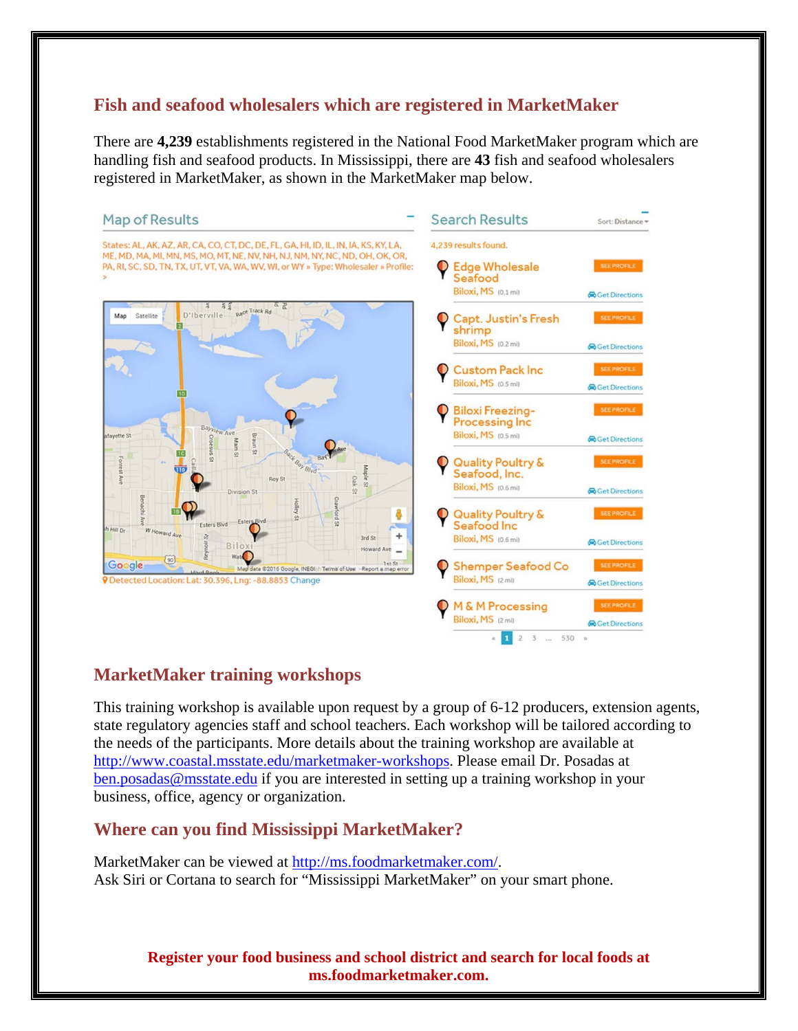## Fish and seafood wholesalers which are registered in MarketMaker

There are **4,239** establishments registered in the National Food MarketMaker program which are handling fish and seafood products. In Mississippi, there are **43** fish and seafood wholesalers registered in MarketMaker, as shown in the MarketMaker map below.

Map of Results

States: AL, AK, AZ, AR, CA, CO, CT, DC, DE, FL, GA, HI, ID, IL, IN, IA, KS, KY, LA, ME, MD, MA, MI, MN, MS, MO, MT, NE, NV, NH, NJ, NM, NY, NC, ND, OH, OK, OR, PA, RI, SC, SD, TN, TX, UT, VT, VA, WA, WV, WI, or WY » Type: Wholesaler » Profile: >

Detected Location: Lat: 30.396, Lng: -88.8853 Change

Search Results

Sort: Distance

4,239 results found.

- Edge Wholesale Seafood — Biloxi, MS (0.1 mi)
- Capt. Justin's Fresh shrimp — Biloxi, MS (0.2 mi)
- Custom Pack Inc — Biloxi, MS (0.5 mi)
- Biloxi Freezing-Processing Inc — Biloxi, MS (0.5 mi)
- Quality Poultry & Seafood, Inc. — Biloxi, MS (0.6 mi)
- Quality Poultry & Seafood Inc — Biloxi, MS (0.6 mi)
- Shemper Seafood Co — Biloxi, MS (2 mi)
- M & M Processing — Biloxi, MS (2 mi)

« 1 2 3 ... 530 »

## MarketMaker training workshops

This training workshop is available upon request by a group of 6-12 producers, extension agents, state regulatory agencies staff and school teachers. Each workshop will be tailored according to the needs of the participants. More details about the training workshop are available at [http://www.coastal.msstate.edu/marketmaker-workshops](http://www.coastal.msstate.edu/marketmaker-workshops). Please email Dr. Posadas at [ben.posadas@msstate.edu](mailto:ben.posadas@msstate.edu) if you are interested in setting up a training workshop in your business, office, agency or organization.

## Where can you find Mississippi MarketMaker?

MarketMaker can be viewed at [http://ms.foodmarketmaker.com/](http://ms.foodmarketmaker.com/).
Ask Siri or Cortana to search for "Mississippi MarketMaker" on your smart phone.

**Register your food business and school district and search for local foods at ms.foodmarketmaker.com.**